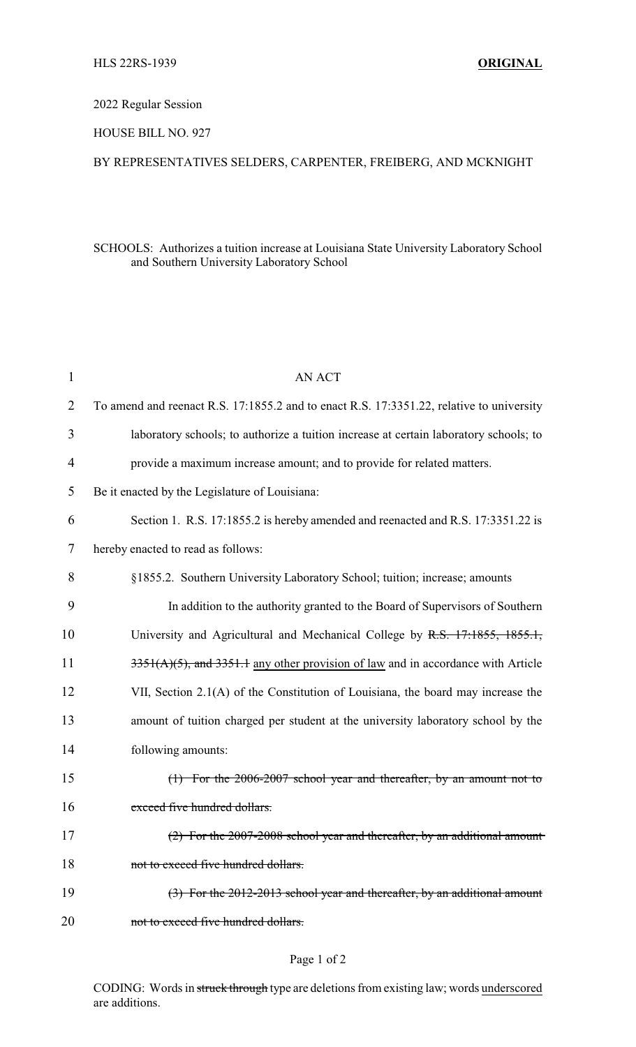HLS 22RS-1939 **ORIGINAL**

2022 Regular Session

HOUSE BILL NO. 927

BY REPRESENTATIVES SELDERS, CARPENTER, FREIBERG, AND MCKNIGHT

SCHOOLS: Authorizes a tuition increase at Louisiana State University Laboratory School and Southern University Laboratory School

AN ACT

To amend and reenact R.S. 17:1855.2 and to enact R.S. 17:3351.22, relative to university laboratory schools; to authorize a tuition increase at certain laboratory schools; to provide a maximum increase amount; and to provide for related matters.

Be it enacted by the Legislature of Louisiana:

Section 1. R.S. 17:1855.2 is hereby amended and reenacted and R.S. 17:3351.22 is hereby enacted to read as follows:

§1855.2. Southern University Laboratory School; tuition; increase; amounts

In addition to the authority granted to the Board of Supervisors of Southern University and Agricultural and Mechanical College by ~~R.S. 17:1855, 1855.1, 3351(A)(5), and 3351.1~~ <u>any other provision of law</u> and in accordance with Article VII, Section 2.1(A) of the Constitution of Louisiana, the board may increase the amount of tuition charged per student at the university laboratory school by the following amounts:

~~(1) For the 2006-2007 school year and thereafter, by an amount not to exceed five hundred dollars.~~

~~(2) For the 2007-2008 school year and thereafter, by an additional amount not to exceed five hundred dollars.~~

~~(3) For the 2012-2013 school year and thereafter, by an additional amount not to exceed five hundred dollars.~~

CODING: Words in ~~struck through~~ type are deletions from existing law; words <u>underscored</u> are additions.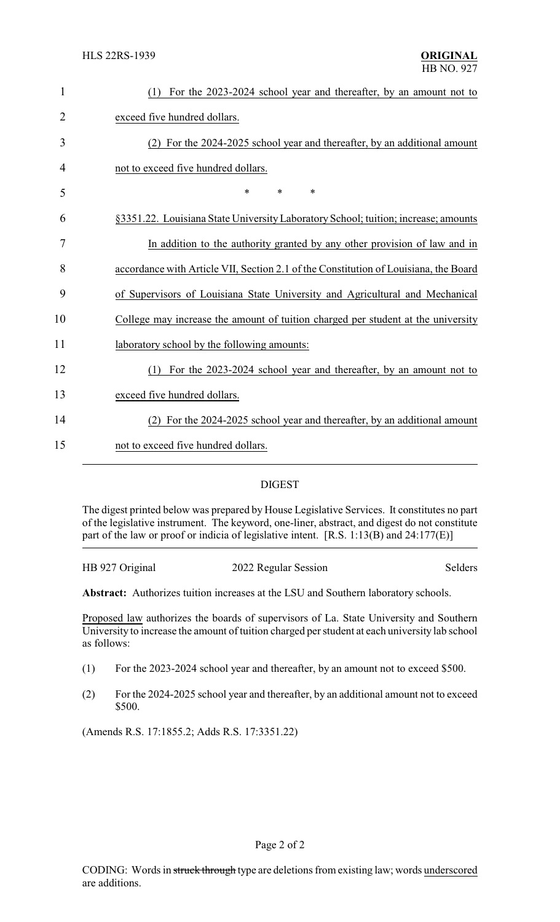(1) For the 2023-2024 school year and thereafter, by an amount not to exceed five hundred dollars.

(2) For the 2024-2025 school year and thereafter, by an additional amount not to exceed five hundred dollars.

\* \* \*

§3351.22. Louisiana State University Laboratory School; tuition; increase; amounts

In addition to the authority granted by any other provision of law and in accordance with Article VII, Section 2.1 of the Constitution of Louisiana, the Board of Supervisors of Louisiana State University and Agricultural and Mechanical College may increase the amount of tuition charged per student at the university laboratory school by the following amounts:

(1) For the 2023-2024 school year and thereafter, by an amount not to exceed five hundred dollars.

(2) For the 2024-2025 school year and thereafter, by an additional amount not to exceed five hundred dollars.

---

## DIGEST

The digest printed below was prepared by House Legislative Services. It constitutes no part of the legislative instrument. The keyword, one-liner, abstract, and digest do not constitute part of the law or proof or indicia of legislative intent. [R.S. 1:13(B) and 24:177(E)]

| HB 927 Original | 2022 Regular Session | Selders |
|---|---|---|

**Abstract:** Authorizes tuition increases at the LSU and Southern laboratory schools.

Proposed law authorizes the boards of supervisors of La. State University and Southern University to increase the amount of tuition charged per student at each university lab school as follows:

(1) For the 2023-2024 school year and thereafter, by an amount not to exceed $500.

(2) For the 2024-2025 school year and thereafter, by an additional amount not to exceed $500.

(Amends R.S. 17:1855.2; Adds R.S. 17:3351.22)

CODING: Words in ~~struck through~~ type are deletions from existing law; words underscored are additions.